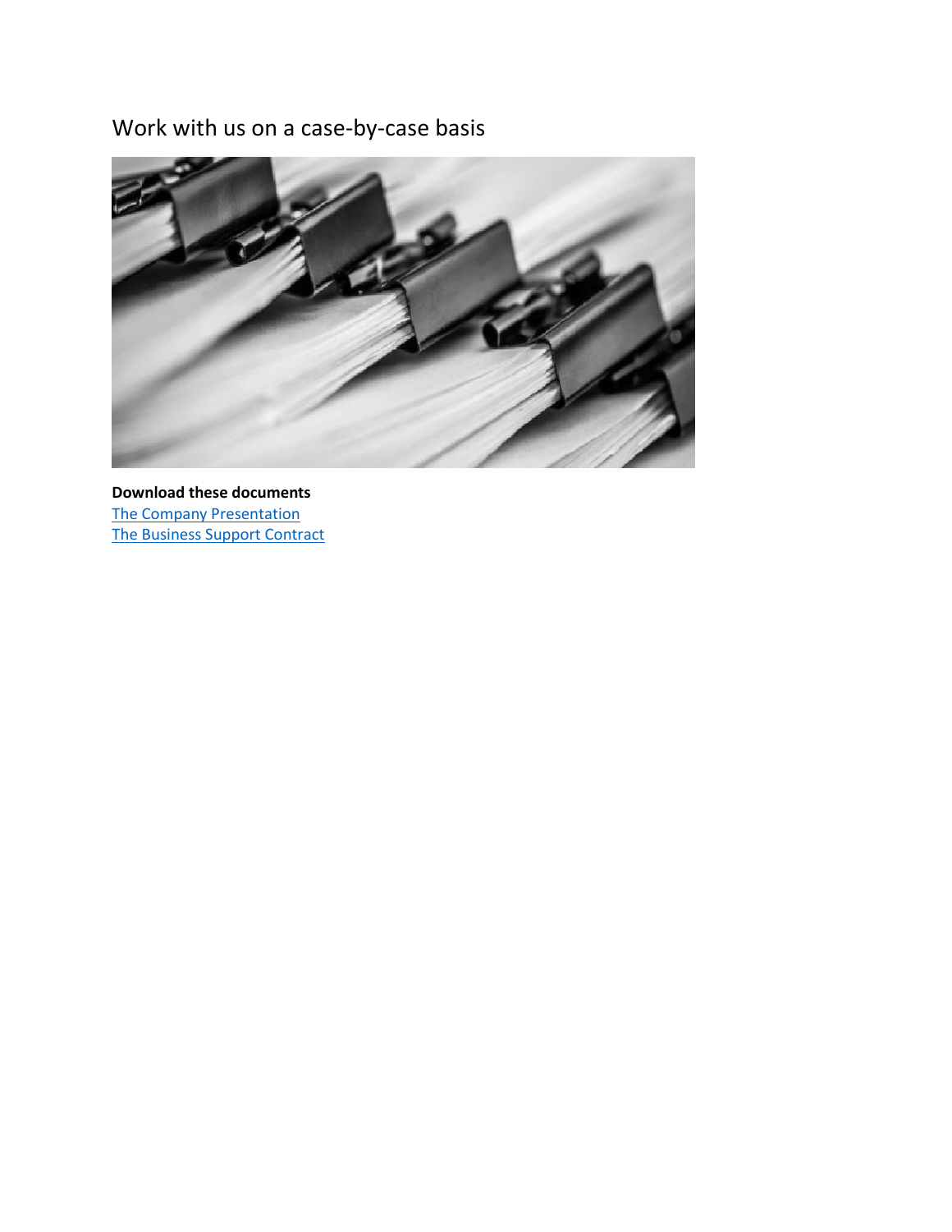# Work with us on a case-by-case basis

**Download these documents**

The Company Presentation

The Business Support Contract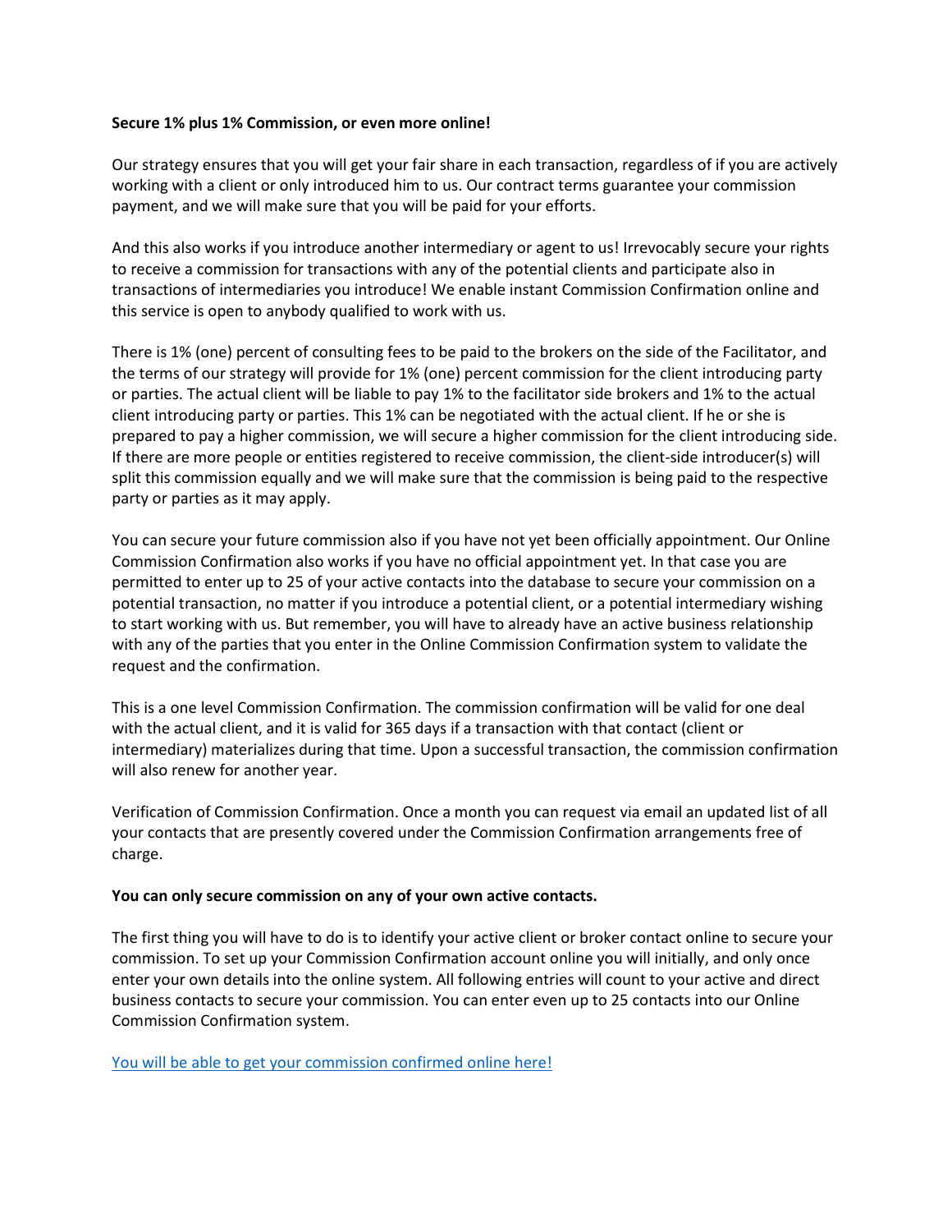**Secure 1% plus 1% Commission, or even more online!**

Our strategy ensures that you will get your fair share in each transaction, regardless of if you are actively working with a client or only introduced him to us. Our contract terms guarantee your commission payment, and we will make sure that you will be paid for your efforts.

And this also works if you introduce another intermediary or agent to us! Irrevocably secure your rights to receive a commission for transactions with any of the potential clients and participate also in transactions of intermediaries you introduce! We enable instant Commission Confirmation online and this service is open to anybody qualified to work with us.

There is 1% (one) percent of consulting fees to be paid to the brokers on the side of the Facilitator, and the terms of our strategy will provide for 1% (one) percent commission for the client introducing party or parties. The actual client will be liable to pay 1% to the facilitator side brokers and 1% to the actual client introducing party or parties. This 1% can be negotiated with the actual client. If he or she is prepared to pay a higher commission, we will secure a higher commission for the client introducing side. If there are more people or entities registered to receive commission, the client-side introducer(s) will split this commission equally and we will make sure that the commission is being paid to the respective party or parties as it may apply.

You can secure your future commission also if you have not yet been officially appointment. Our Online Commission Confirmation also works if you have no official appointment yet. In that case you are permitted to enter up to 25 of your active contacts into the database to secure your commission on a potential transaction, no matter if you introduce a potential client, or a potential intermediary wishing to start working with us. But remember, you will have to already have an active business relationship with any of the parties that you enter in the Online Commission Confirmation system to validate the request and the confirmation.

This is a one level Commission Confirmation. The commission confirmation will be valid for one deal with the actual client, and it is valid for 365 days if a transaction with that contact (client or intermediary) materializes during that time. Upon a successful transaction, the commission confirmation will also renew for another year.

Verification of Commission Confirmation. Once a month you can request via email an updated list of all your contacts that are presently covered under the Commission Confirmation arrangements free of charge.

**You can only secure commission on any of your own active contacts.**

The first thing you will have to do is to identify your active client or broker contact online to secure your commission. To set up your Commission Confirmation account online you will initially, and only once enter your own details into the online system. All following entries will count to your active and direct business contacts to secure your commission. You can enter even up to 25 contacts into our Online Commission Confirmation system.

You will be able to get your commission confirmed online here!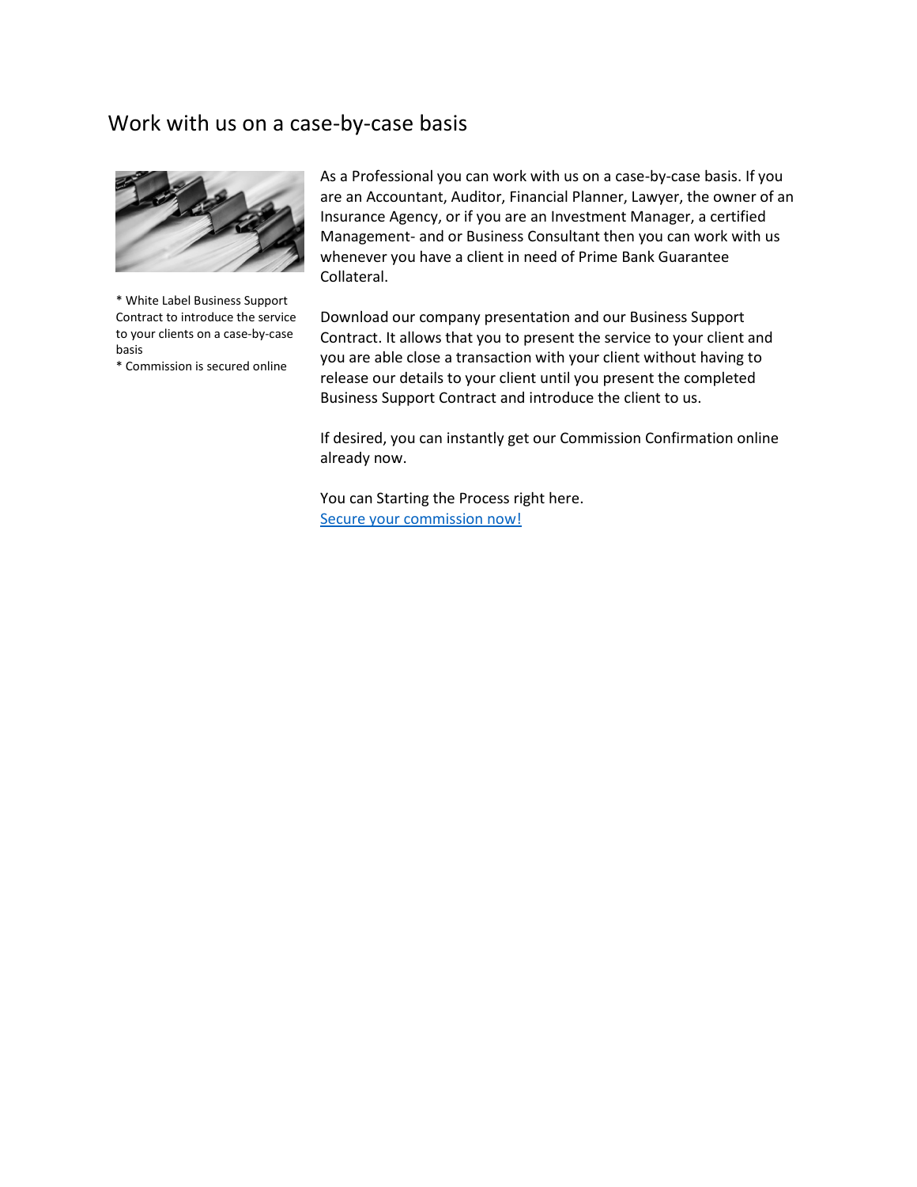# Work with us on a case-by-case basis

* White Label Business Support Contract to introduce the service to your clients on a case-by-case basis
* Commission is secured online

As a Professional you can work with us on a case-by-case basis. If you are an Accountant, Auditor, Financial Planner, Lawyer, the owner of an Insurance Agency, or if you are an Investment Manager, a certified Management- and or Business Consultant then you can work with us whenever you have a client in need of Prime Bank Guarantee Collateral.

Download our company presentation and our Business Support Contract. It allows that you to present the service to your client and you are able close a transaction with your client without having to release our details to your client until you present the completed Business Support Contract and introduce the client to us.

If desired, you can instantly get our Commission Confirmation online already now.

You can Starting the Process right here.
Secure your commission now!